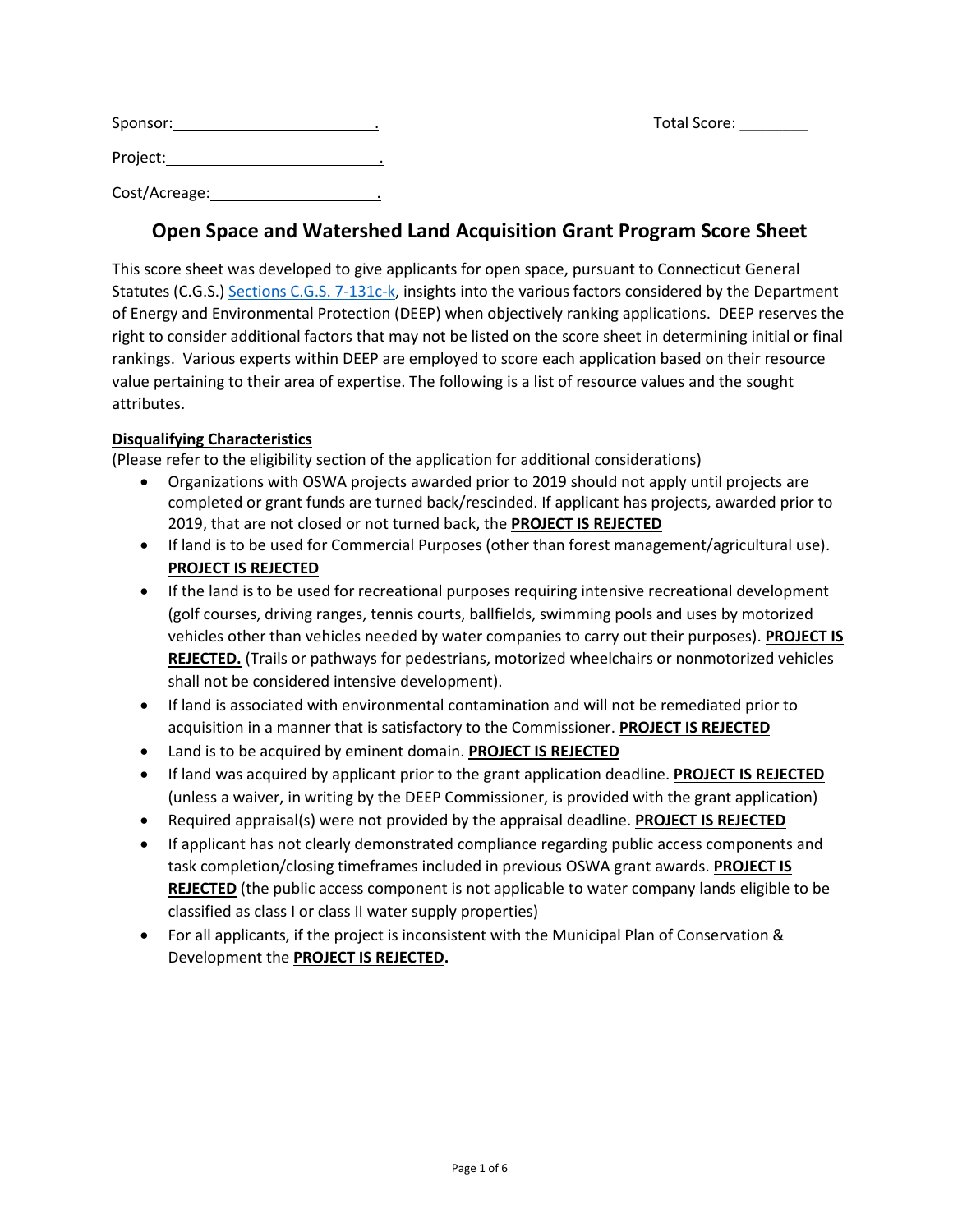Sponsor: ______________________.

Total Score: ________

Project: ______________________.

Cost/Acreage: ___________________.

# Open Space and Watershed Land Acquisition Grant Program Score Sheet

This score sheet was developed to give applicants for open space, pursuant to Connecticut General Statutes (C.G.S.) Sections C.G.S. 7-131c-k, insights into the various factors considered by the Department of Energy and Environmental Protection (DEEP) when objectively ranking applications. DEEP reserves the right to consider additional factors that may not be listed on the score sheet in determining initial or final rankings. Various experts within DEEP are employed to score each application based on their resource value pertaining to their area of expertise. The following is a list of resource values and the sought attributes.

**Disqualifying Characteristics**

(Please refer to the eligibility section of the application for additional considerations)

- Organizations with OSWA projects awarded prior to 2019 should not apply until projects are completed or grant funds are turned back/rescinded. If applicant has projects, awarded prior to 2019, that are not closed or not turned back, the **PROJECT IS REJECTED**
- If land is to be used for Commercial Purposes (other than forest management/agricultural use). **PROJECT IS REJECTED**
- If the land is to be used for recreational purposes requiring intensive recreational development (golf courses, driving ranges, tennis courts, ballfields, swimming pools and uses by motorized vehicles other than vehicles needed by water companies to carry out their purposes). **PROJECT IS REJECTED.** (Trails or pathways for pedestrians, motorized wheelchairs or nonmotorized vehicles shall not be considered intensive development).
- If land is associated with environmental contamination and will not be remediated prior to acquisition in a manner that is satisfactory to the Commissioner. **PROJECT IS REJECTED**
- Land is to be acquired by eminent domain. **PROJECT IS REJECTED**
- If land was acquired by applicant prior to the grant application deadline. **PROJECT IS REJECTED** (unless a waiver, in writing by the DEEP Commissioner, is provided with the grant application)
- Required appraisal(s) were not provided by the appraisal deadline. **PROJECT IS REJECTED**
- If applicant has not clearly demonstrated compliance regarding public access components and task completion/closing timeframes included in previous OSWA grant awards. **PROJECT IS REJECTED** (the public access component is not applicable to water company lands eligible to be classified as class I or class II water supply properties)
- For all applicants, if the project is inconsistent with the Municipal Plan of Conservation & Development the **PROJECT IS REJECTED.**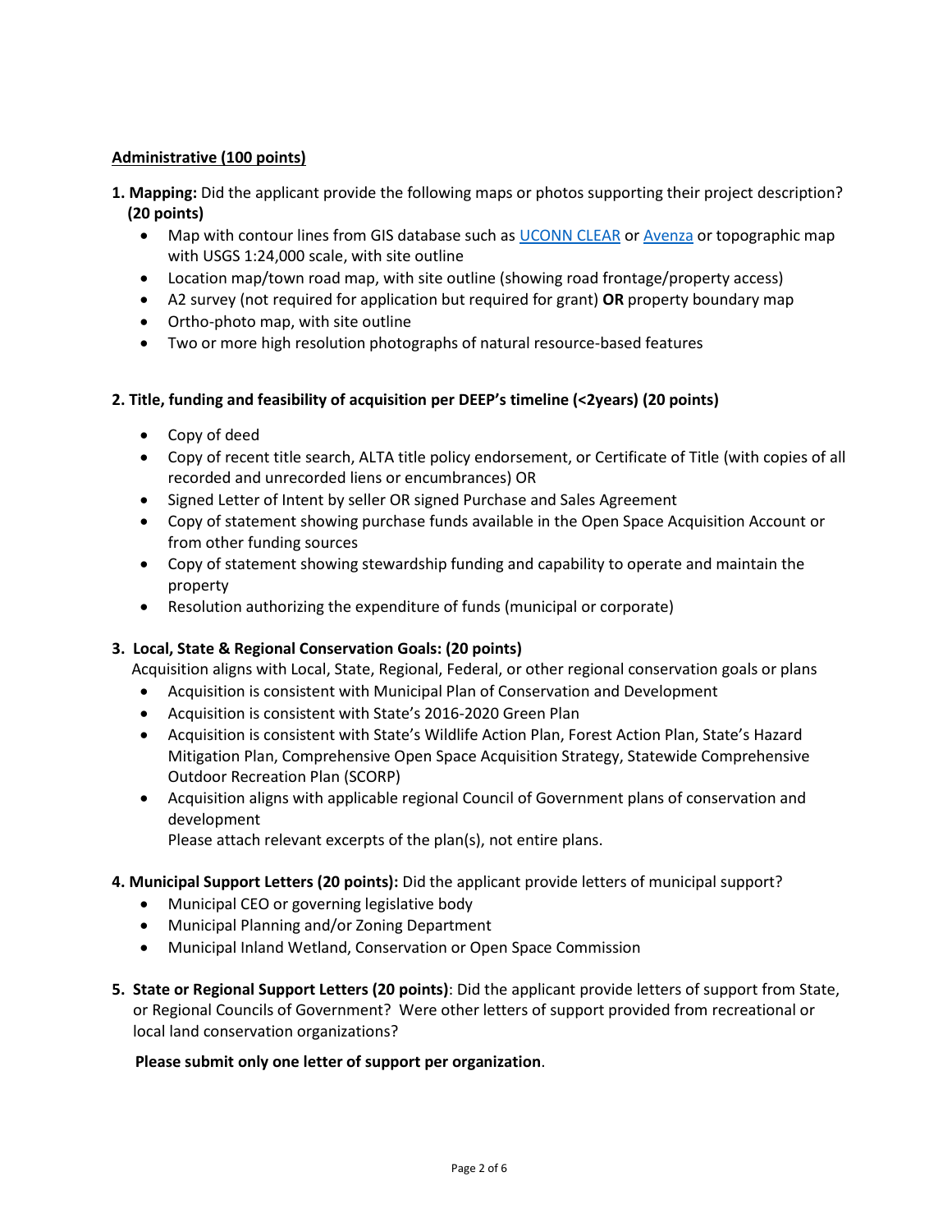**Administrative (100 points)**

1. **Mapping:** Did the applicant provide the following maps or photos supporting their project description? **(20 points)**
   - Map with contour lines from GIS database such as [UCONN CLEAR]() or [Avenza]() or topographic map with USGS 1:24,000 scale, with site outline
   - Location map/town road map, with site outline (showing road frontage/property access)
   - A2 survey (not required for application but required for grant) **OR** property boundary map
   - Ortho-photo map, with site outline
   - Two or more high resolution photographs of natural resource-based features

**2. Title, funding and feasibility of acquisition per DEEP's timeline (<2years) (20 points)**

- Copy of deed
- Copy of recent title search, ALTA title policy endorsement, or Certificate of Title (with copies of all recorded and unrecorded liens or encumbrances) OR
- Signed Letter of Intent by seller OR signed Purchase and Sales Agreement
- Copy of statement showing purchase funds available in the Open Space Acquisition Account or from other funding sources
- Copy of statement showing stewardship funding and capability to operate and maintain the property
- Resolution authorizing the expenditure of funds (municipal or corporate)

3. **Local, State & Regional Conservation Goals: (20 points)**

   Acquisition aligns with Local, State, Regional, Federal, or other regional conservation goals or plans
   - Acquisition is consistent with Municipal Plan of Conservation and Development
   - Acquisition is consistent with State's 2016-2020 Green Plan
   - Acquisition is consistent with State's Wildlife Action Plan, Forest Action Plan, State's Hazard Mitigation Plan, Comprehensive Open Space Acquisition Strategy, Statewide Comprehensive Outdoor Recreation Plan (SCORP)
   - Acquisition aligns with applicable regional Council of Government plans of conservation and development

     Please attach relevant excerpts of the plan(s), not entire plans.

4. **Municipal Support Letters (20 points):** Did the applicant provide letters of municipal support?
   - Municipal CEO or governing legislative body
   - Municipal Planning and/or Zoning Department
   - Municipal Inland Wetland, Conservation or Open Space Commission

5. **State or Regional Support Letters (20 points)**: Did the applicant provide letters of support from State, or Regional Councils of Government? Were other letters of support provided from recreational or local land conservation organizations?

   **Please submit only one letter of support per organization**.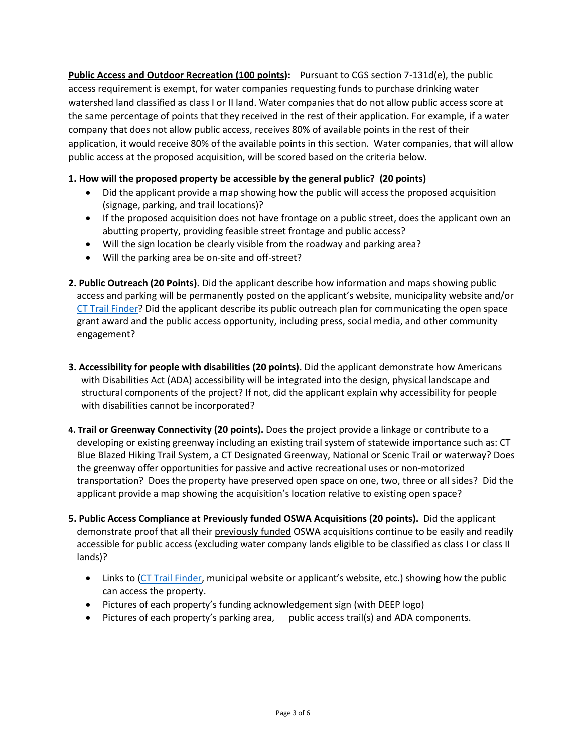**<u>Public Access and Outdoor Recreation (100 points)</u>:** Pursuant to CGS section 7-131d(e), the public access requirement is exempt, for water companies requesting funds to purchase drinking water watershed land classified as class I or II land. Water companies that do not allow public access score at the same percentage of points that they received in the rest of their application. For example, if a water company that does not allow public access, receives 80% of available points in the rest of their application, it would receive 80% of the available points in this section. Water companies, that will allow public access at the proposed acquisition, will be scored based on the criteria below.

**1. How will the proposed property be accessible by the general public? (20 points)**

- Did the applicant provide a map showing how the public will access the proposed acquisition (signage, parking, and trail locations)?
- If the proposed acquisition does not have frontage on a public street, does the applicant own an abutting property, providing feasible street frontage and public access?
- Will the sign location be clearly visible from the roadway and parking area?
- Will the parking area be on-site and off-street?

**2. Public Outreach (20 Points).** Did the applicant describe how information and maps showing public access and parking will be permanently posted on the applicant's website, municipality website and/or [CT Trail Finder](CT Trail Finder)? Did the applicant describe its public outreach plan for communicating the open space grant award and the public access opportunity, including press, social media, and other community engagement?

**3. Accessibility for people with disabilities (20 points).** Did the applicant demonstrate how Americans with Disabilities Act (ADA) accessibility will be integrated into the design, physical landscape and structural components of the project? If not, did the applicant explain why accessibility for people with disabilities cannot be incorporated?

**4. Trail or Greenway Connectivity (20 points).** Does the project provide a linkage or contribute to a developing or existing greenway including an existing trail system of statewide importance such as: CT Blue Blazed Hiking Trail System, a CT Designated Greenway, National or Scenic Trail or waterway? Does the greenway offer opportunities for passive and active recreational uses or non-motorized transportation? Does the property have preserved open space on one, two, three or all sides? Did the applicant provide a map showing the acquisition's location relative to existing open space?

**5. Public Access Compliance at Previously funded OSWA Acquisitions (20 points).** Did the applicant demonstrate proof that all their <u>previously funded</u> OSWA acquisitions continue to be easily and readily accessible for public access (excluding water company lands eligible to be classified as class I or class II lands)?

- Links to ([CT Trail Finder](CT Trail Finder), municipal website or applicant's website, etc.) showing how the public can access the property.
- Pictures of each property's funding acknowledgement sign (with DEEP logo)
- Pictures of each property's parking area, public access trail(s) and ADA components.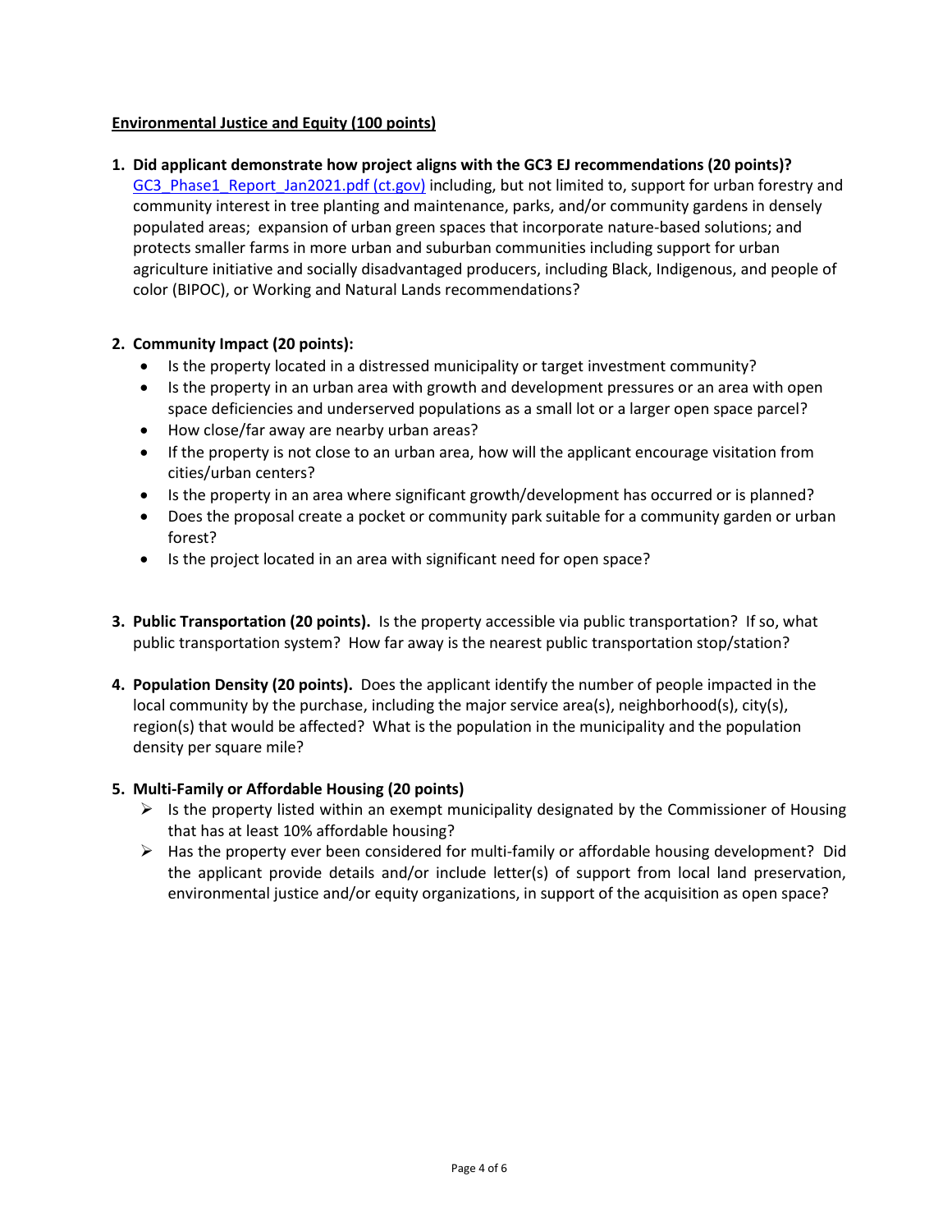**Environmental Justice and Equity (100 points)**

1. **Did applicant demonstrate how project aligns with the GC3 EJ recommendations (20 points)?** [GC3_Phase1_Report_Jan2021.pdf (ct.gov)] including, but not limited to, support for urban forestry and community interest in tree planting and maintenance, parks, and/or community gardens in densely populated areas; expansion of urban green spaces that incorporate nature-based solutions; and protects smaller farms in more urban and suburban communities including support for urban agriculture initiative and socially disadvantaged producers, including Black, Indigenous, and people of color (BIPOC), or Working and Natural Lands recommendations?

2. **Community Impact (20 points):**
   - Is the property located in a distressed municipality or target investment community?
   - Is the property in an urban area with growth and development pressures or an area with open space deficiencies and underserved populations as a small lot or a larger open space parcel?
   - How close/far away are nearby urban areas?
   - If the property is not close to an urban area, how will the applicant encourage visitation from cities/urban centers?
   - Is the property in an area where significant growth/development has occurred or is planned?
   - Does the proposal create a pocket or community park suitable for a community garden or urban forest?
   - Is the project located in an area with significant need for open space?

3. **Public Transportation (20 points).** Is the property accessible via public transportation? If so, what public transportation system? How far away is the nearest public transportation stop/station?

4. **Population Density (20 points).** Does the applicant identify the number of people impacted in the local community by the purchase, including the major service area(s), neighborhood(s), city(s), region(s) that would be affected? What is the population in the municipality and the population density per square mile?

5. **Multi-Family or Affordable Housing (20 points)**
   - Is the property listed within an exempt municipality designated by the Commissioner of Housing that has at least 10% affordable housing?
   - Has the property ever been considered for multi-family or affordable housing development? Did the applicant provide details and/or include letter(s) of support from local land preservation, environmental justice and/or equity organizations, in support of the acquisition as open space?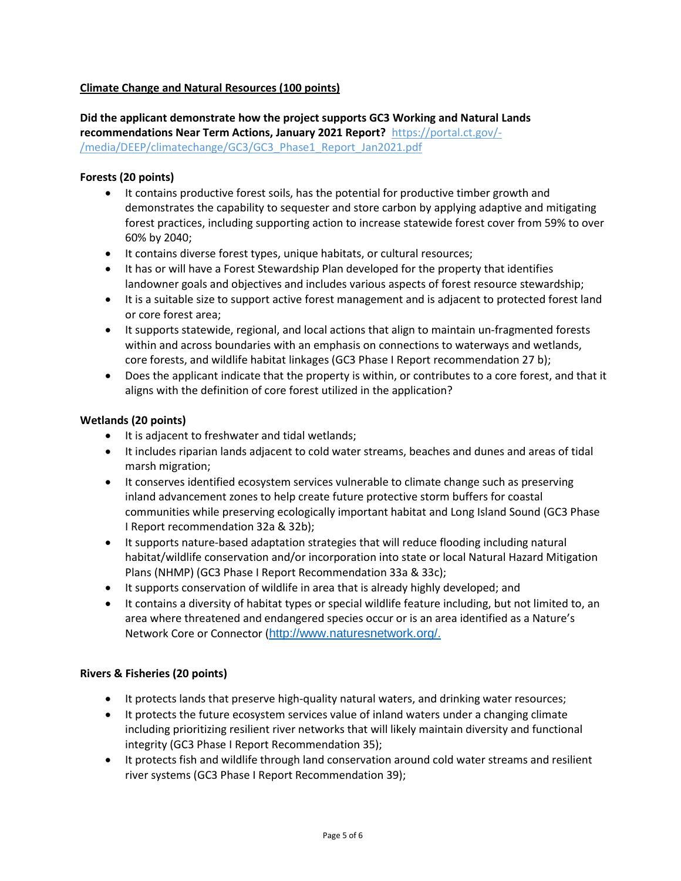**Climate Change and Natural Resources (100 points)**

**Did the applicant demonstrate how the project supports GC3 Working and Natural Lands recommendations Near Term Actions, January 2021 Report?** https://portal.ct.gov/-/media/DEEP/climatechange/GC3/GC3_Phase1_Report_Jan2021.pdf

**Forests (20 points)**

- It contains productive forest soils, has the potential for productive timber growth and demonstrates the capability to sequester and store carbon by applying adaptive and mitigating forest practices, including supporting action to increase statewide forest cover from 59% to over 60% by 2040;
- It contains diverse forest types, unique habitats, or cultural resources;
- It has or will have a Forest Stewardship Plan developed for the property that identifies landowner goals and objectives and includes various aspects of forest resource stewardship;
- It is a suitable size to support active forest management and is adjacent to protected forest land or core forest area;
- It supports statewide, regional, and local actions that align to maintain un-fragmented forests within and across boundaries with an emphasis on connections to waterways and wetlands, core forests, and wildlife habitat linkages (GC3 Phase I Report recommendation 27 b);
- Does the applicant indicate that the property is within, or contributes to a core forest, and that it aligns with the definition of core forest utilized in the application?

**Wetlands (20 points)**

- It is adjacent to freshwater and tidal wetlands;
- It includes riparian lands adjacent to cold water streams, beaches and dunes and areas of tidal marsh migration;
- It conserves identified ecosystem services vulnerable to climate change such as preserving inland advancement zones to help create future protective storm buffers for coastal communities while preserving ecologically important habitat and Long Island Sound (GC3 Phase I Report recommendation 32a & 32b);
- It supports nature-based adaptation strategies that will reduce flooding including natural habitat/wildlife conservation and/or incorporation into state or local Natural Hazard Mitigation Plans (NHMP) (GC3 Phase I Report Recommendation 33a & 33c);
- It supports conservation of wildlife in area that is already highly developed; and
- It contains a diversity of habitat types or special wildlife feature including, but not limited to, an area where threatened and endangered species occur or is an area identified as a Nature's Network Core or Connector (http://www.naturesnetwork.org/.

**Rivers & Fisheries (20 points)**

- It protects lands that preserve high-quality natural waters, and drinking water resources;
- It protects the future ecosystem services value of inland waters under a changing climate including prioritizing resilient river networks that will likely maintain diversity and functional integrity (GC3 Phase I Report Recommendation 35);
- It protects fish and wildlife through land conservation around cold water streams and resilient river systems (GC3 Phase I Report Recommendation 39);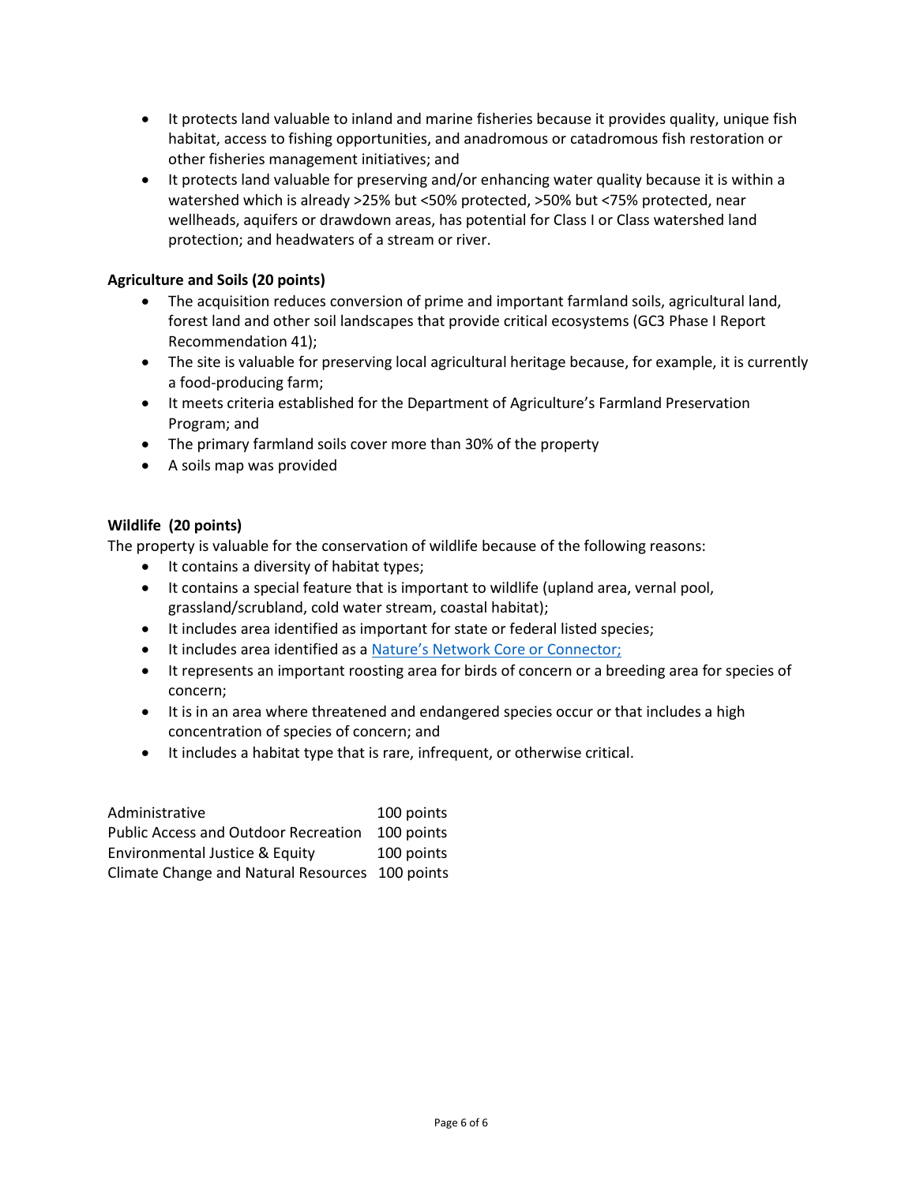- It protects land valuable to inland and marine fisheries because it provides quality, unique fish habitat, access to fishing opportunities, and anadromous or catadromous fish restoration or other fisheries management initiatives; and
- It protects land valuable for preserving and/or enhancing water quality because it is within a watershed which is already >25% but <50% protected, >50% but <75% protected, near wellheads, aquifers or drawdown areas, has potential for Class I or Class watershed land protection; and headwaters of a stream or river.

**Agriculture and Soils (20 points)**

- The acquisition reduces conversion of prime and important farmland soils, agricultural land, forest land and other soil landscapes that provide critical ecosystems (GC3 Phase I Report Recommendation 41);
- The site is valuable for preserving local agricultural heritage because, for example, it is currently a food-producing farm;
- It meets criteria established for the Department of Agriculture's Farmland Preservation Program; and
- The primary farmland soils cover more than 30% of the property
- A soils map was provided

**Wildlife (20 points)**

The property is valuable for the conservation of wildlife because of the following reasons:

- It contains a diversity of habitat types;
- It contains a special feature that is important to wildlife (upland area, vernal pool, grassland/scrubland, cold water stream, coastal habitat);
- It includes area identified as important for state or federal listed species;
- It includes area identified as a Nature's Network Core or Connector;
- It represents an important roosting area for birds of concern or a breeding area for species of concern;
- It is in an area where threatened and endangered species occur or that includes a high concentration of species of concern; and
- It includes a habitat type that is rare, infrequent, or otherwise critical.

| | |
|---|---|
| Administrative | 100 points |
| Public Access and Outdoor Recreation | 100 points |
| Environmental Justice & Equity | 100 points |
| Climate Change and Natural Resources | 100 points |